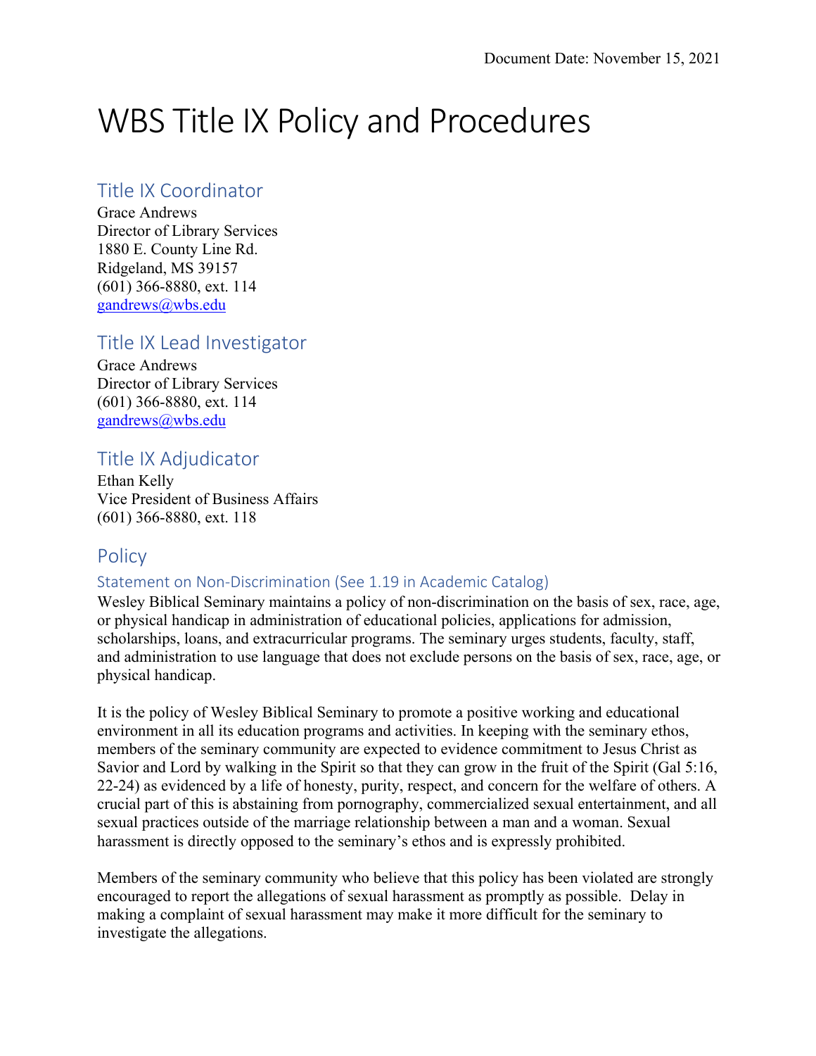Document Date: November 15, 2021

# WBS Title IX Policy and Procedures

## Title IX Coordinator

Grace Andrews
Director of Library Services
1880 E. County Line Rd.
Ridgeland, MS 39157
(601) 366-8880, ext. 114
gandrews@wbs.edu

## Title IX Lead Investigator

Grace Andrews
Director of Library Services
(601) 366-8880, ext. 114
gandrews@wbs.edu

## Title IX Adjudicator

Ethan Kelly
Vice President of Business Affairs
(601) 366-8880, ext. 118

## Policy

### Statement on Non-Discrimination (See 1.19 in Academic Catalog)

Wesley Biblical Seminary maintains a policy of non-discrimination on the basis of sex, race, age, or physical handicap in administration of educational policies, applications for admission, scholarships, loans, and extracurricular programs. The seminary urges students, faculty, staff, and administration to use language that does not exclude persons on the basis of sex, race, age, or physical handicap.

It is the policy of Wesley Biblical Seminary to promote a positive working and educational environment in all its education programs and activities. In keeping with the seminary ethos, members of the seminary community are expected to evidence commitment to Jesus Christ as Savior and Lord by walking in the Spirit so that they can grow in the fruit of the Spirit (Gal 5:16, 22-24) as evidenced by a life of honesty, purity, respect, and concern for the welfare of others. A crucial part of this is abstaining from pornography, commercialized sexual entertainment, and all sexual practices outside of the marriage relationship between a man and a woman. Sexual harassment is directly opposed to the seminary's ethos and is expressly prohibited.

Members of the seminary community who believe that this policy has been violated are strongly encouraged to report the allegations of sexual harassment as promptly as possible. Delay in making a complaint of sexual harassment may make it more difficult for the seminary to investigate the allegations.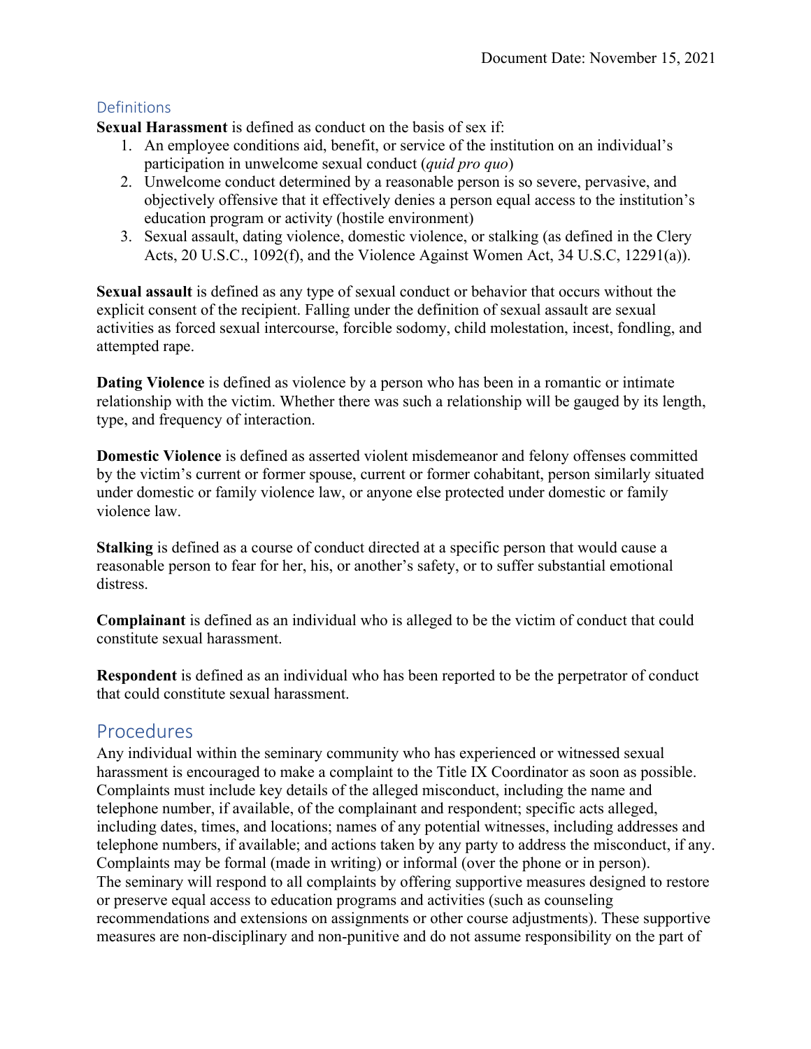Document Date: November 15, 2021

## Definitions

**Sexual Harassment** is defined as conduct on the basis of sex if:

1. An employee conditions aid, benefit, or service of the institution on an individual's participation in unwelcome sexual conduct (*quid pro quo*)
2. Unwelcome conduct determined by a reasonable person is so severe, pervasive, and objectively offensive that it effectively denies a person equal access to the institution's education program or activity (hostile environment)
3. Sexual assault, dating violence, domestic violence, or stalking (as defined in the Clery Acts, 20 U.S.C., 1092(f), and the Violence Against Women Act, 34 U.S.C, 12291(a)).

**Sexual assault** is defined as any type of sexual conduct or behavior that occurs without the explicit consent of the recipient. Falling under the definition of sexual assault are sexual activities as forced sexual intercourse, forcible sodomy, child molestation, incest, fondling, and attempted rape.

**Dating Violence** is defined as violence by a person who has been in a romantic or intimate relationship with the victim. Whether there was such a relationship will be gauged by its length, type, and frequency of interaction.

**Domestic Violence** is defined as asserted violent misdemeanor and felony offenses committed by the victim's current or former spouse, current or former cohabitant, person similarly situated under domestic or family violence law, or anyone else protected under domestic or family violence law.

**Stalking** is defined as a course of conduct directed at a specific person that would cause a reasonable person to fear for her, his, or another's safety, or to suffer substantial emotional distress.

**Complainant** is defined as an individual who is alleged to be the victim of conduct that could constitute sexual harassment.

**Respondent** is defined as an individual who has been reported to be the perpetrator of conduct that could constitute sexual harassment.

# Procedures

Any individual within the seminary community who has experienced or witnessed sexual harassment is encouraged to make a complaint to the Title IX Coordinator as soon as possible. Complaints must include key details of the alleged misconduct, including the name and telephone number, if available, of the complainant and respondent; specific acts alleged, including dates, times, and locations; names of any potential witnesses, including addresses and telephone numbers, if available; and actions taken by any party to address the misconduct, if any. Complaints may be formal (made in writing) or informal (over the phone or in person).
The seminary will respond to all complaints by offering supportive measures designed to restore or preserve equal access to education programs and activities (such as counseling recommendations and extensions on assignments or other course adjustments). These supportive measures are non-disciplinary and non-punitive and do not assume responsibility on the part of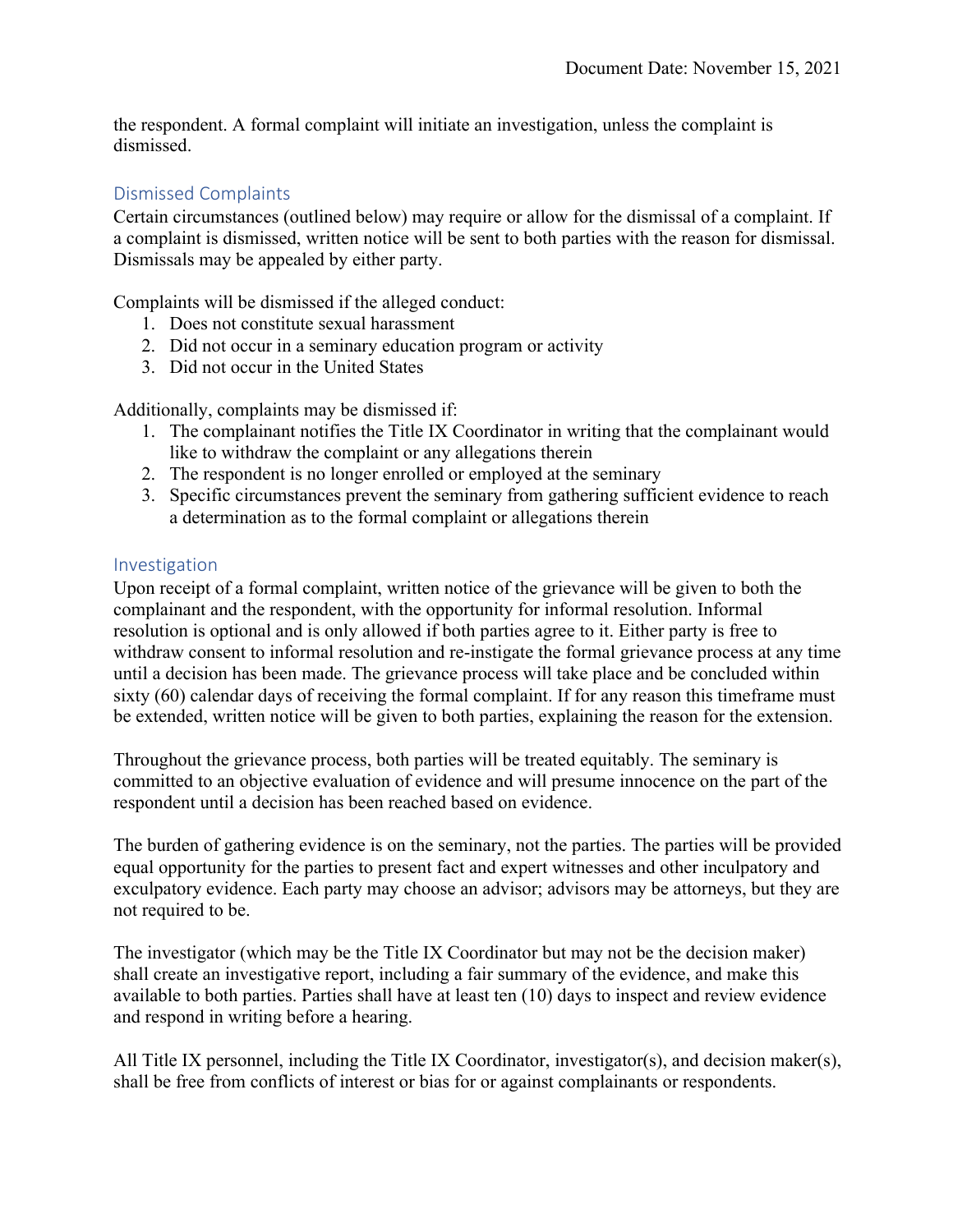the respondent. A formal complaint will initiate an investigation, unless the complaint is dismissed.

## Dismissed Complaints

Certain circumstances (outlined below) may require or allow for the dismissal of a complaint. If a complaint is dismissed, written notice will be sent to both parties with the reason for dismissal. Dismissals may be appealed by either party.

Complaints will be dismissed if the alleged conduct:

1. Does not constitute sexual harassment
2. Did not occur in a seminary education program or activity
3. Did not occur in the United States

Additionally, complaints may be dismissed if:

1. The complainant notifies the Title IX Coordinator in writing that the complainant would like to withdraw the complaint or any allegations therein
2. The respondent is no longer enrolled or employed at the seminary
3. Specific circumstances prevent the seminary from gathering sufficient evidence to reach a determination as to the formal complaint or allegations therein

## Investigation

Upon receipt of a formal complaint, written notice of the grievance will be given to both the complainant and the respondent, with the opportunity for informal resolution. Informal resolution is optional and is only allowed if both parties agree to it. Either party is free to withdraw consent to informal resolution and re-instigate the formal grievance process at any time until a decision has been made. The grievance process will take place and be concluded within sixty (60) calendar days of receiving the formal complaint. If for any reason this timeframe must be extended, written notice will be given to both parties, explaining the reason for the extension.

Throughout the grievance process, both parties will be treated equitably. The seminary is committed to an objective evaluation of evidence and will presume innocence on the part of the respondent until a decision has been reached based on evidence.

The burden of gathering evidence is on the seminary, not the parties. The parties will be provided equal opportunity for the parties to present fact and expert witnesses and other inculpatory and exculpatory evidence. Each party may choose an advisor; advisors may be attorneys, but they are not required to be.

The investigator (which may be the Title IX Coordinator but may not be the decision maker) shall create an investigative report, including a fair summary of the evidence, and make this available to both parties. Parties shall have at least ten (10) days to inspect and review evidence and respond in writing before a hearing.

All Title IX personnel, including the Title IX Coordinator, investigator(s), and decision maker(s), shall be free from conflicts of interest or bias for or against complainants or respondents.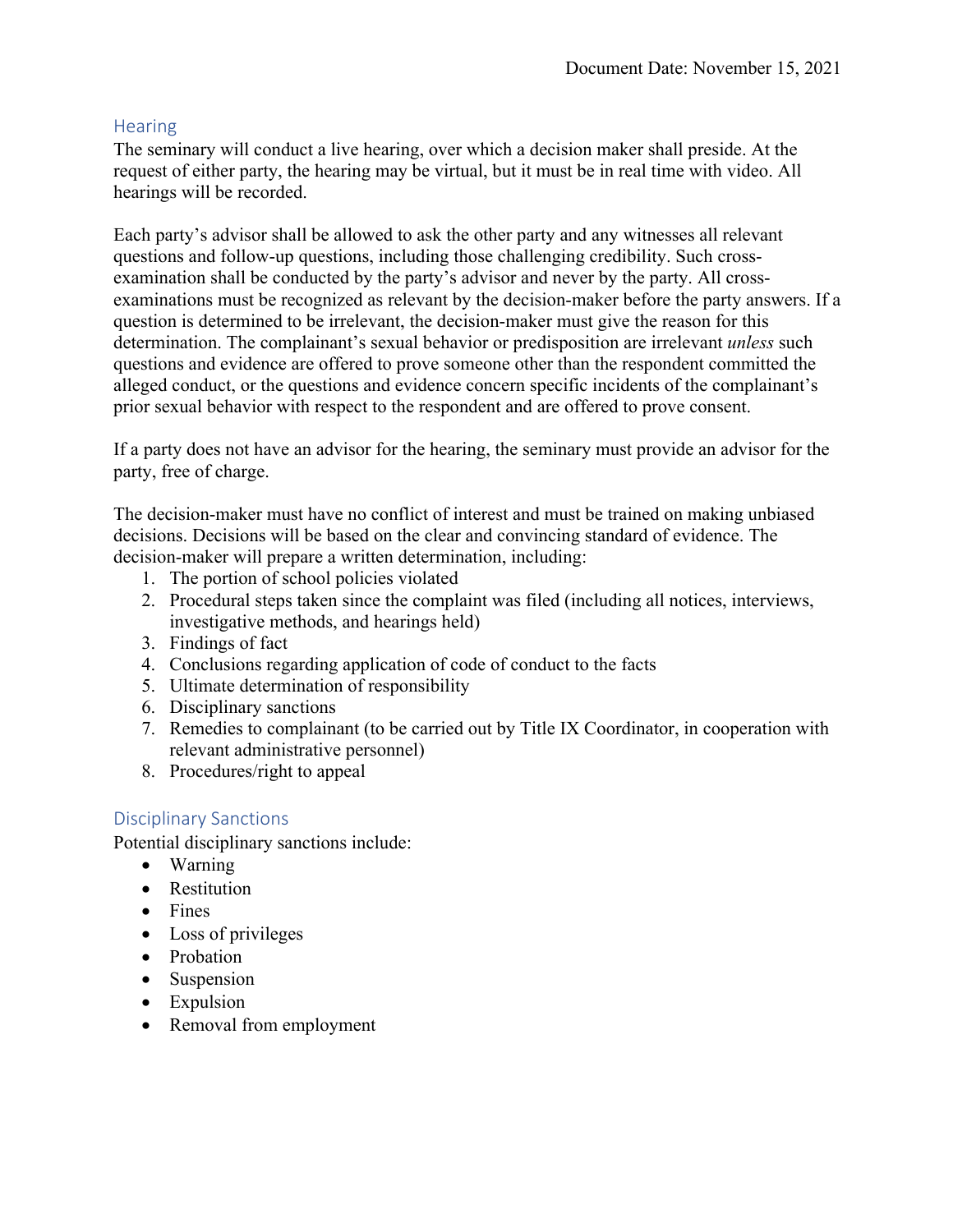Document Date: November 15, 2021

## Hearing

The seminary will conduct a live hearing, over which a decision maker shall preside. At the request of either party, the hearing may be virtual, but it must be in real time with video. All hearings will be recorded.

Each party's advisor shall be allowed to ask the other party and any witnesses all relevant questions and follow-up questions, including those challenging credibility. Such cross-examination shall be conducted by the party's advisor and never by the party. All cross-examinations must be recognized as relevant by the decision-maker before the party answers. If a question is determined to be irrelevant, the decision-maker must give the reason for this determination. The complainant's sexual behavior or predisposition are irrelevant *unless* such questions and evidence are offered to prove someone other than the respondent committed the alleged conduct, or the questions and evidence concern specific incidents of the complainant's prior sexual behavior with respect to the respondent and are offered to prove consent.

If a party does not have an advisor for the hearing, the seminary must provide an advisor for the party, free of charge.

The decision-maker must have no conflict of interest and must be trained on making unbiased decisions. Decisions will be based on the clear and convincing standard of evidence. The decision-maker will prepare a written determination, including:

1. The portion of school policies violated
2. Procedural steps taken since the complaint was filed (including all notices, interviews, investigative methods, and hearings held)
3. Findings of fact
4. Conclusions regarding application of code of conduct to the facts
5. Ultimate determination of responsibility
6. Disciplinary sanctions
7. Remedies to complainant (to be carried out by Title IX Coordinator, in cooperation with relevant administrative personnel)
8. Procedures/right to appeal

## Disciplinary Sanctions

Potential disciplinary sanctions include:

- Warning
- Restitution
- Fines
- Loss of privileges
- Probation
- Suspension
- Expulsion
- Removal from employment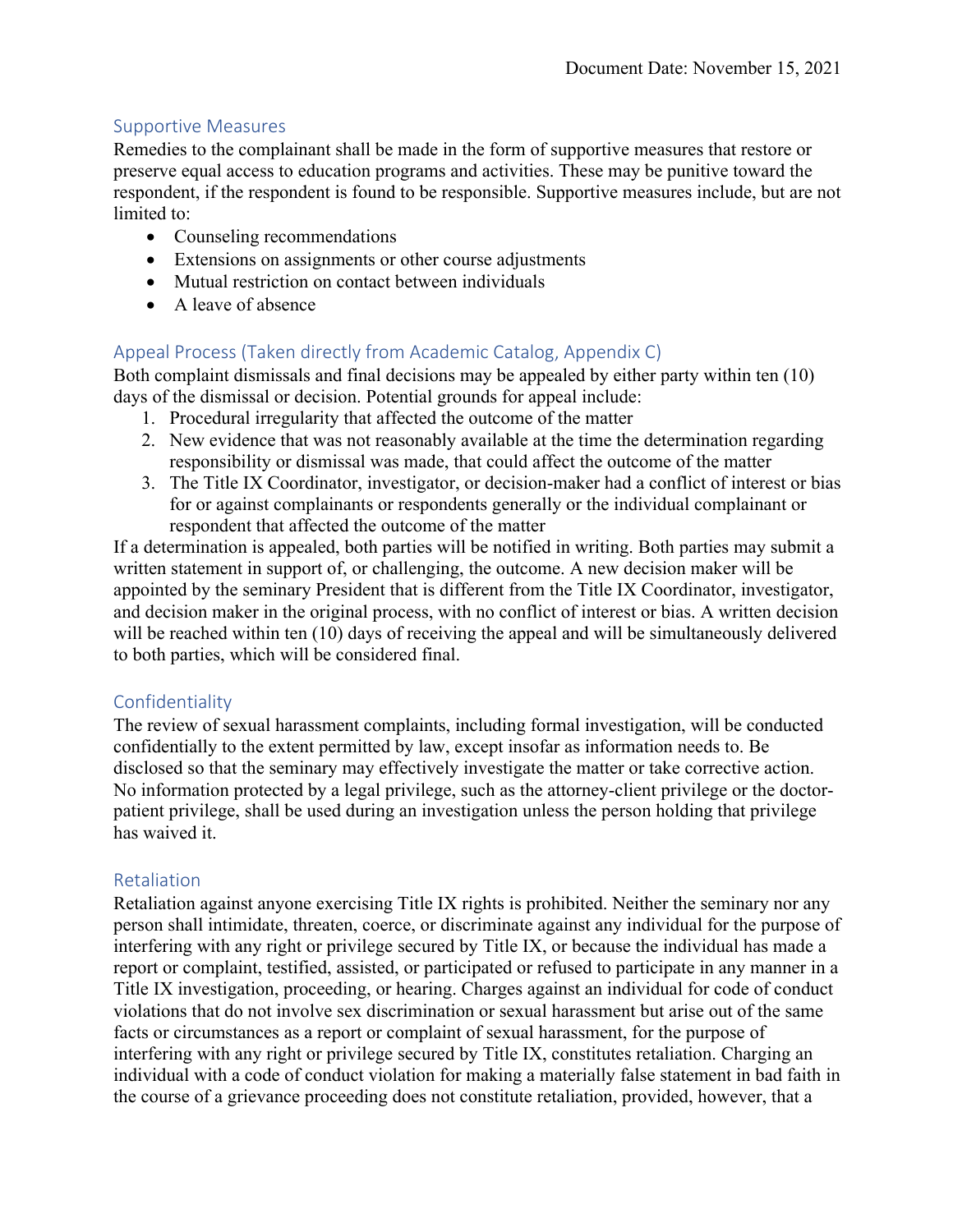Document Date: November 15, 2021

## Supportive Measures

Remedies to the complainant shall be made in the form of supportive measures that restore or preserve equal access to education programs and activities. These may be punitive toward the respondent, if the respondent is found to be responsible. Supportive measures include, but are not limited to:

- Counseling recommendations
- Extensions on assignments or other course adjustments
- Mutual restriction on contact between individuals
- A leave of absence

## Appeal Process (Taken directly from Academic Catalog, Appendix C)

Both complaint dismissals and final decisions may be appealed by either party within ten (10) days of the dismissal or decision. Potential grounds for appeal include:

1. Procedural irregularity that affected the outcome of the matter
2. New evidence that was not reasonably available at the time the determination regarding responsibility or dismissal was made, that could affect the outcome of the matter
3. The Title IX Coordinator, investigator, or decision-maker had a conflict of interest or bias for or against complainants or respondents generally or the individual complainant or respondent that affected the outcome of the matter

If a determination is appealed, both parties will be notified in writing. Both parties may submit a written statement in support of, or challenging, the outcome. A new decision maker will be appointed by the seminary President that is different from the Title IX Coordinator, investigator, and decision maker in the original process, with no conflict of interest or bias. A written decision will be reached within ten (10) days of receiving the appeal and will be simultaneously delivered to both parties, which will be considered final.

## Confidentiality

The review of sexual harassment complaints, including formal investigation, will be conducted confidentially to the extent permitted by law, except insofar as information needs to. Be disclosed so that the seminary may effectively investigate the matter or take corrective action. No information protected by a legal privilege, such as the attorney-client privilege or the doctor-patient privilege, shall be used during an investigation unless the person holding that privilege has waived it.

## Retaliation

Retaliation against anyone exercising Title IX rights is prohibited. Neither the seminary nor any person shall intimidate, threaten, coerce, or discriminate against any individual for the purpose of interfering with any right or privilege secured by Title IX, or because the individual has made a report or complaint, testified, assisted, or participated or refused to participate in any manner in a Title IX investigation, proceeding, or hearing. Charges against an individual for code of conduct violations that do not involve sex discrimination or sexual harassment but arise out of the same facts or circumstances as a report or complaint of sexual harassment, for the purpose of interfering with any right or privilege secured by Title IX, constitutes retaliation. Charging an individual with a code of conduct violation for making a materially false statement in bad faith in the course of a grievance proceeding does not constitute retaliation, provided, however, that a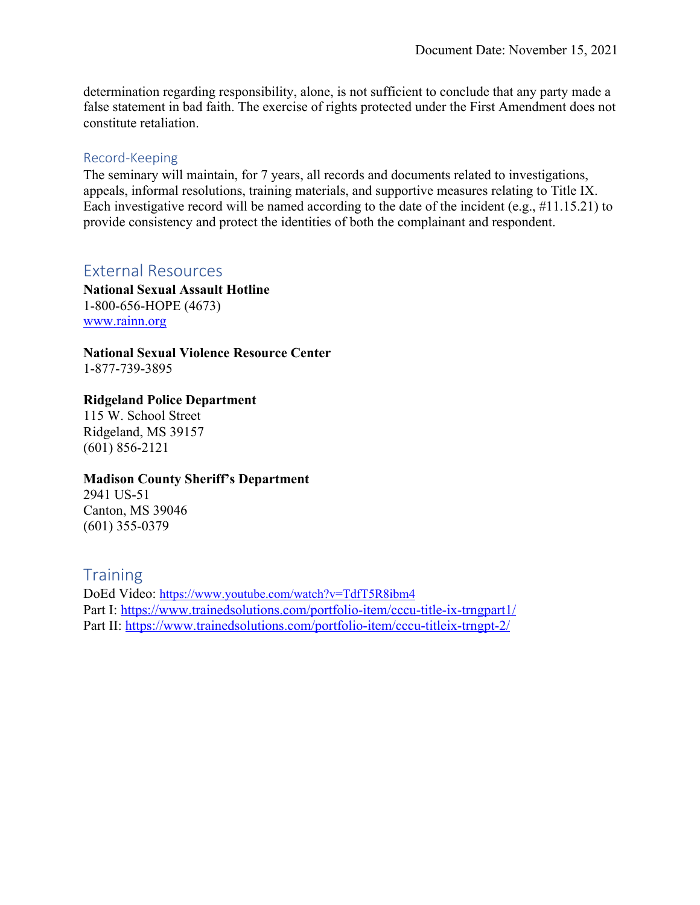Document Date: November 15, 2021

determination regarding responsibility, alone, is not sufficient to conclude that any party made a false statement in bad faith. The exercise of rights protected under the First Amendment does not constitute retaliation.

### Record-Keeping

The seminary will maintain, for 7 years, all records and documents related to investigations, appeals, informal resolutions, training materials, and supportive measures relating to Title IX. Each investigative record will be named according to the date of the incident (e.g., #11.15.21) to provide consistency and protect the identities of both the complainant and respondent.

## External Resources

**National Sexual Assault Hotline**
1-800-656-HOPE (4673)
[www.rainn.org](http://www.rainn.org)

**National Sexual Violence Resource Center**
1-877-739-3895

**Ridgeland Police Department**
115 W. School Street
Ridgeland, MS 39157
(601) 856-2121

**Madison County Sheriff's Department**
2941 US-51
Canton, MS 39046
(601) 355-0379

## Training

DoEd Video: [https://www.youtube.com/watch?v=TdfT5R8ibm4](https://www.youtube.com/watch?v=TdfT5R8ibm4)
Part I: [https://www.trainedsolutions.com/portfolio-item/cccu-title-ix-trngpart1/](https://www.trainedsolutions.com/portfolio-item/cccu-title-ix-trngpart1/)
Part II: [https://www.trainedsolutions.com/portfolio-item/cccu-titleix-trngpt-2/](https://www.trainedsolutions.com/portfolio-item/cccu-titleix-trngpt-2/)